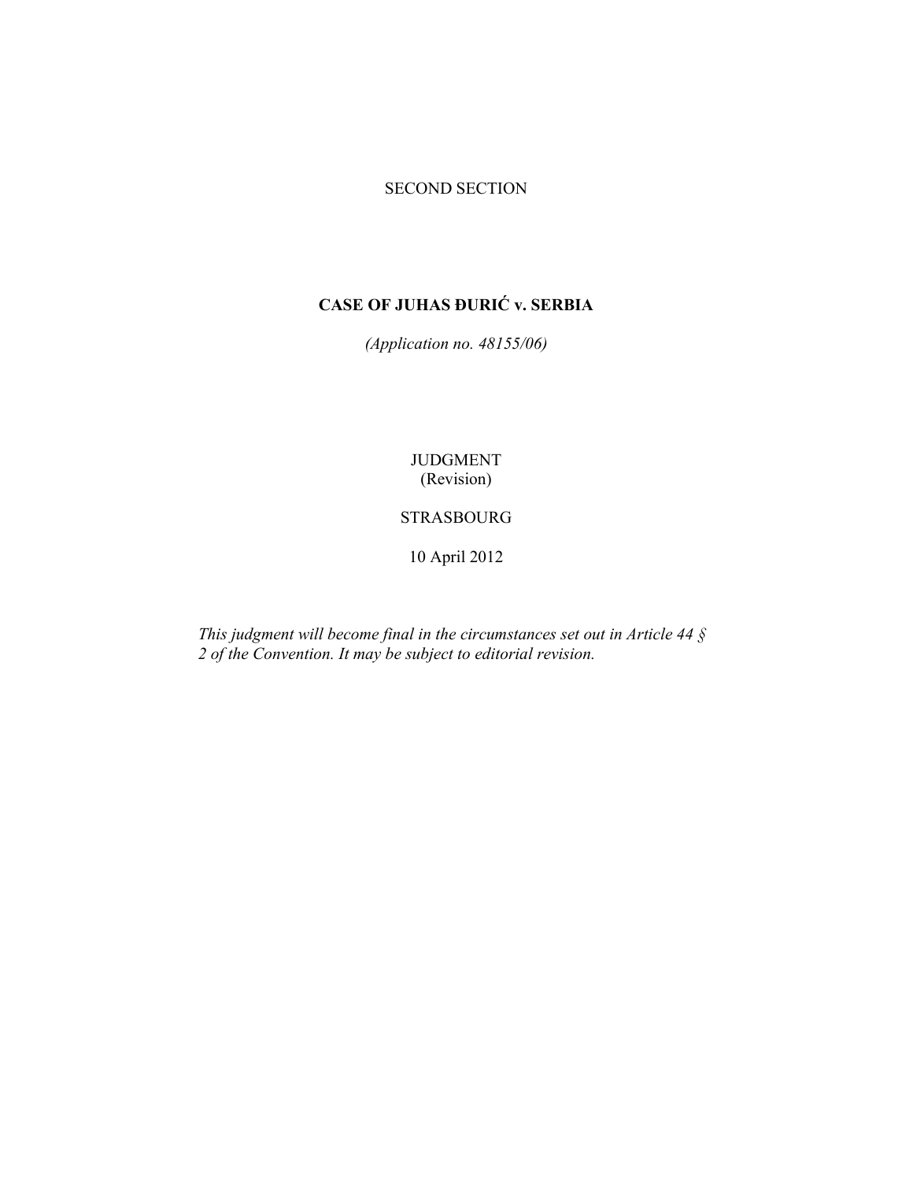SECOND SECTION

# CASE OF JUHAS ĐURIĆ v. SERBIA

*(Application no. 48155/06)*

JUDGMENT
(Revision)

STRASBOURG

10 April 2012

*This judgment will become final in the circumstances set out in Article 44 § 2 of the Convention. It may be subject to editorial revision.*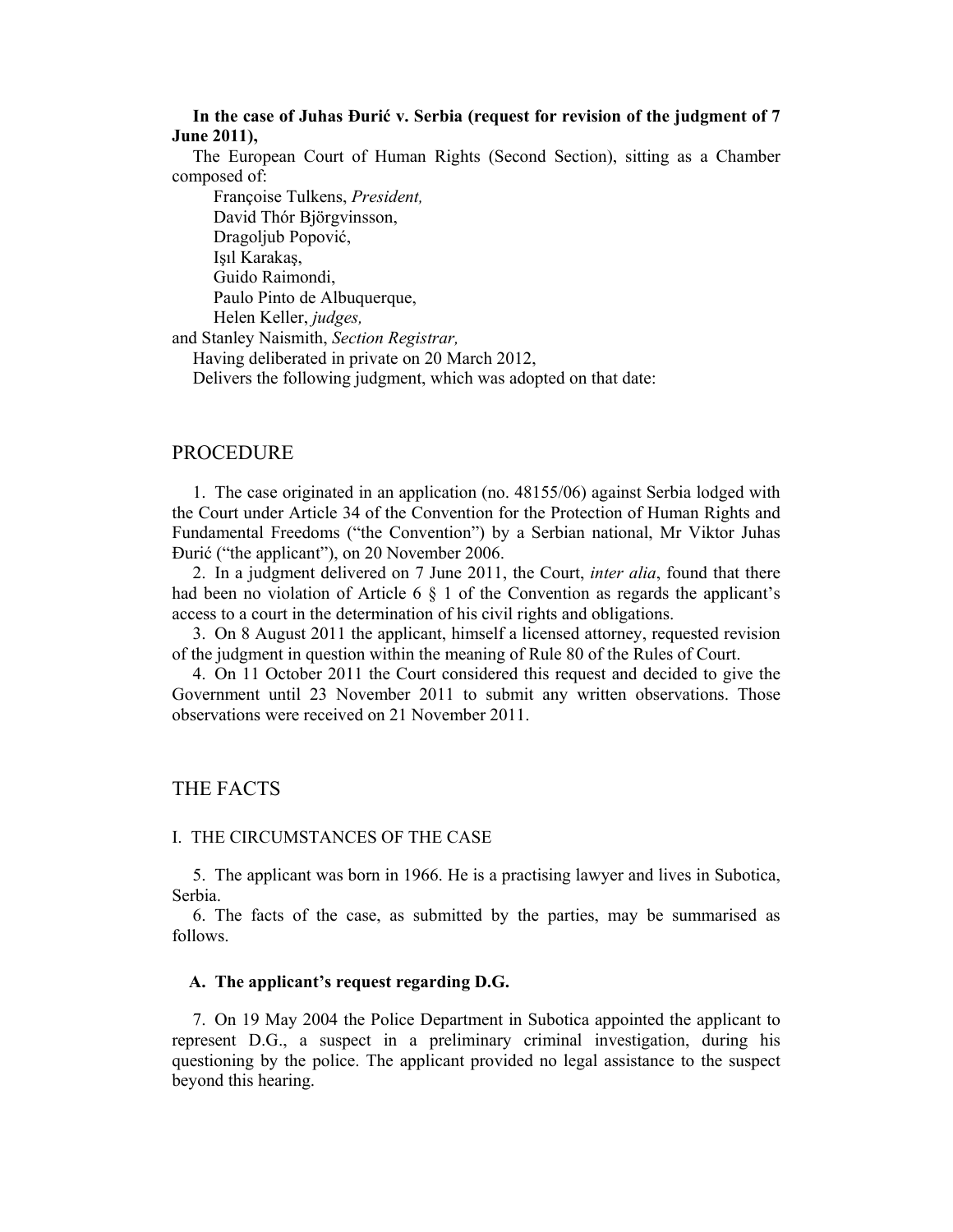**In the case of Juhas Đurić v. Serbia (request for revision of the judgment of 7 June 2011),**

The European Court of Human Rights (Second Section), sitting as a Chamber composed of:

Françoise Tulkens, *President,*
David Thór Björgvinsson,
Dragoljub Popović,
Işıl Karakaş,
Guido Raimondi,
Paulo Pinto de Albuquerque,
Helen Keller, *judges,*
and Stanley Naismith, *Section Registrar,*

Having deliberated in private on 20 March 2012,

Delivers the following judgment, which was adopted on that date:

# PROCEDURE

1. The case originated in an application (no. 48155/06) against Serbia lodged with the Court under Article 34 of the Convention for the Protection of Human Rights and Fundamental Freedoms ("the Convention") by a Serbian national, Mr Viktor Juhas Đurić ("the applicant"), on 20 November 2006.

2. In a judgment delivered on 7 June 2011, the Court, *inter alia*, found that there had been no violation of Article 6 § 1 of the Convention as regards the applicant's access to a court in the determination of his civil rights and obligations.

3. On 8 August 2011 the applicant, himself a licensed attorney, requested revision of the judgment in question within the meaning of Rule 80 of the Rules of Court.

4. On 11 October 2011 the Court considered this request and decided to give the Government until 23 November 2011 to submit any written observations. Those observations were received on 21 November 2011.

# THE FACTS

## I. THE CIRCUMSTANCES OF THE CASE

5. The applicant was born in 1966. He is a practising lawyer and lives in Subotica, Serbia.

6. The facts of the case, as submitted by the parties, may be summarised as follows.

### A. The applicant's request regarding D.G.

7. On 19 May 2004 the Police Department in Subotica appointed the applicant to represent D.G., a suspect in a preliminary criminal investigation, during his questioning by the police. The applicant provided no legal assistance to the suspect beyond this hearing.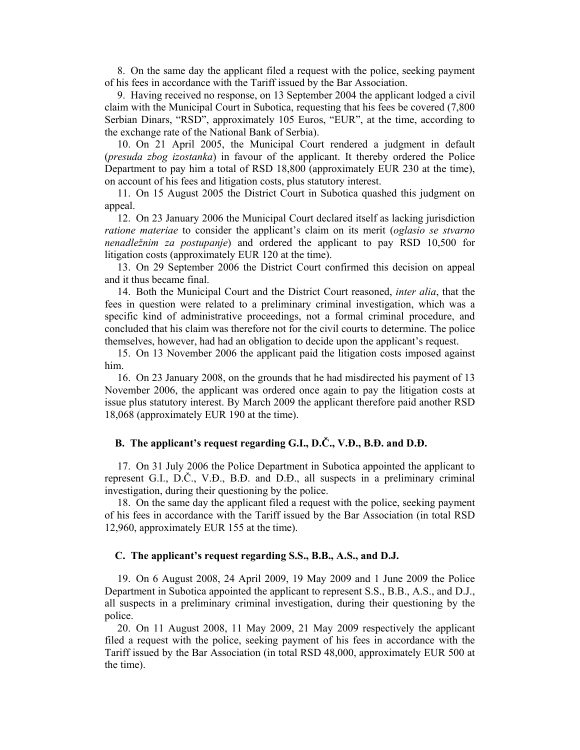8. On the same day the applicant filed a request with the police, seeking payment of his fees in accordance with the Tariff issued by the Bar Association.

9. Having received no response, on 13 September 2004 the applicant lodged a civil claim with the Municipal Court in Subotica, requesting that his fees be covered (7,800 Serbian Dinars, "RSD", approximately 105 Euros, "EUR", at the time, according to the exchange rate of the National Bank of Serbia).

10. On 21 April 2005, the Municipal Court rendered a judgment in default (*presuda zbog izostanka*) in favour of the applicant. It thereby ordered the Police Department to pay him a total of RSD 18,800 (approximately EUR 230 at the time), on account of his fees and litigation costs, plus statutory interest.

11. On 15 August 2005 the District Court in Subotica quashed this judgment on appeal.

12. On 23 January 2006 the Municipal Court declared itself as lacking jurisdiction *ratione materiae* to consider the applicant's claim on its merit (*oglasio se stvarno nenadležnim za postupanje*) and ordered the applicant to pay RSD 10,500 for litigation costs (approximately EUR 120 at the time).

13. On 29 September 2006 the District Court confirmed this decision on appeal and it thus became final.

14. Both the Municipal Court and the District Court reasoned, *inter alia*, that the fees in question were related to a preliminary criminal investigation, which was a specific kind of administrative proceedings, not a formal criminal procedure, and concluded that his claim was therefore not for the civil courts to determine. The police themselves, however, had had an obligation to decide upon the applicant's request.

15. On 13 November 2006 the applicant paid the litigation costs imposed against him.

16. On 23 January 2008, on the grounds that he had misdirected his payment of 13 November 2006, the applicant was ordered once again to pay the litigation costs at issue plus statutory interest. By March 2009 the applicant therefore paid another RSD 18,068 (approximately EUR 190 at the time).

### B. The applicant's request regarding G.I., D.Č., V.Đ., B.Đ. and D.Đ.

17. On 31 July 2006 the Police Department in Subotica appointed the applicant to represent G.I., D.Č., V.Đ., B.Đ. and D.Đ., all suspects in a preliminary criminal investigation, during their questioning by the police.

18. On the same day the applicant filed a request with the police, seeking payment of his fees in accordance with the Tariff issued by the Bar Association (in total RSD 12,960, approximately EUR 155 at the time).

### C. The applicant's request regarding S.S., B.B., A.S., and D.J.

19. On 6 August 2008, 24 April 2009, 19 May 2009 and 1 June 2009 the Police Department in Subotica appointed the applicant to represent S.S., B.B., A.S., and D.J., all suspects in a preliminary criminal investigation, during their questioning by the police.

20. On 11 August 2008, 11 May 2009, 21 May 2009 respectively the applicant filed a request with the police, seeking payment of his fees in accordance with the Tariff issued by the Bar Association (in total RSD 48,000, approximately EUR 500 at the time).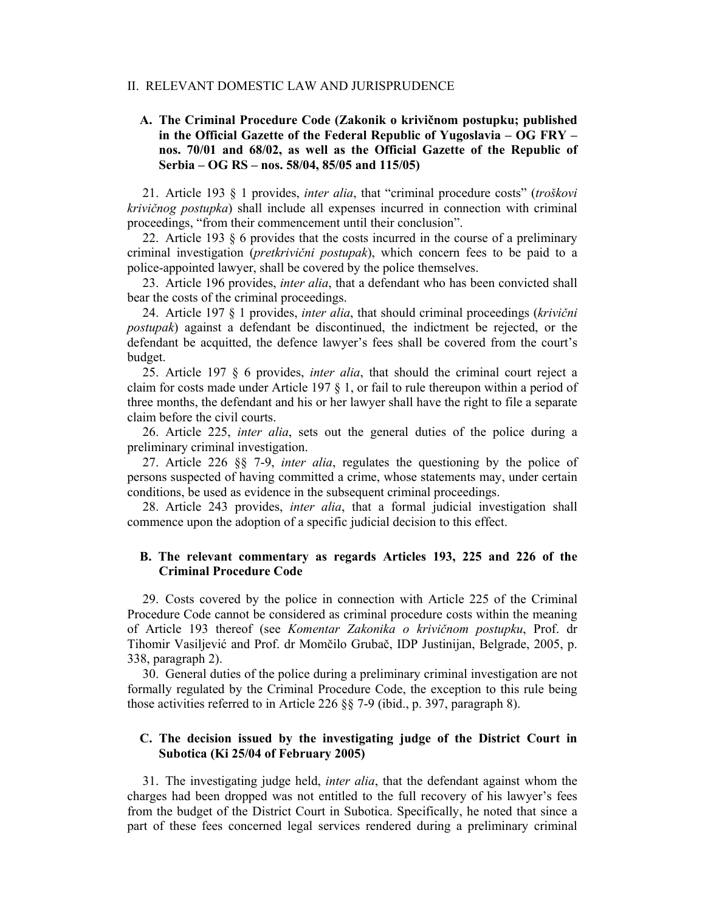## II. RELEVANT DOMESTIC LAW AND JURISPRUDENCE

### A. The Criminal Procedure Code (Zakonik o krivičnom postupku; published in the Official Gazette of the Federal Republic of Yugoslavia – OG FRY – nos. 70/01 and 68/02, as well as the Official Gazette of the Republic of Serbia – OG RS – nos. 58/04, 85/05 and 115/05)

21. Article 193 § 1 provides, *inter alia*, that "criminal procedure costs" (*troškovi krivičnog postupka*) shall include all expenses incurred in connection with criminal proceedings, "from their commencement until their conclusion".

22. Article 193 § 6 provides that the costs incurred in the course of a preliminary criminal investigation (*pretkrivični postupak*), which concern fees to be paid to a police-appointed lawyer, shall be covered by the police themselves.

23. Article 196 provides, *inter alia*, that a defendant who has been convicted shall bear the costs of the criminal proceedings.

24. Article 197 § 1 provides, *inter alia*, that should criminal proceedings (*krivični postupak*) against a defendant be discontinued, the indictment be rejected, or the defendant be acquitted, the defence lawyer's fees shall be covered from the court's budget.

25. Article 197 § 6 provides, *inter alia*, that should the criminal court reject a claim for costs made under Article 197 § 1, or fail to rule thereupon within a period of three months, the defendant and his or her lawyer shall have the right to file a separate claim before the civil courts.

26. Article 225, *inter alia*, sets out the general duties of the police during a preliminary criminal investigation.

27. Article 226 §§ 7-9, *inter alia*, regulates the questioning by the police of persons suspected of having committed a crime, whose statements may, under certain conditions, be used as evidence in the subsequent criminal proceedings.

28. Article 243 provides, *inter alia*, that a formal judicial investigation shall commence upon the adoption of a specific judicial decision to this effect.

### B. The relevant commentary as regards Articles 193, 225 and 226 of the Criminal Procedure Code

29. Costs covered by the police in connection with Article 225 of the Criminal Procedure Code cannot be considered as criminal procedure costs within the meaning of Article 193 thereof (see *Komentar Zakonika o krivičnom postupku*, Prof. dr Tihomir Vasiljević and Prof. dr Momčilo Grubač, IDP Justinijan, Belgrade, 2005, p. 338, paragraph 2).

30. General duties of the police during a preliminary criminal investigation are not formally regulated by the Criminal Procedure Code, the exception to this rule being those activities referred to in Article 226 §§ 7-9 (ibid., p. 397, paragraph 8).

### C. The decision issued by the investigating judge of the District Court in Subotica (Ki 25/04 of February 2005)

31. The investigating judge held, *inter alia*, that the defendant against whom the charges had been dropped was not entitled to the full recovery of his lawyer's fees from the budget of the District Court in Subotica. Specifically, he noted that since a part of these fees concerned legal services rendered during a preliminary criminal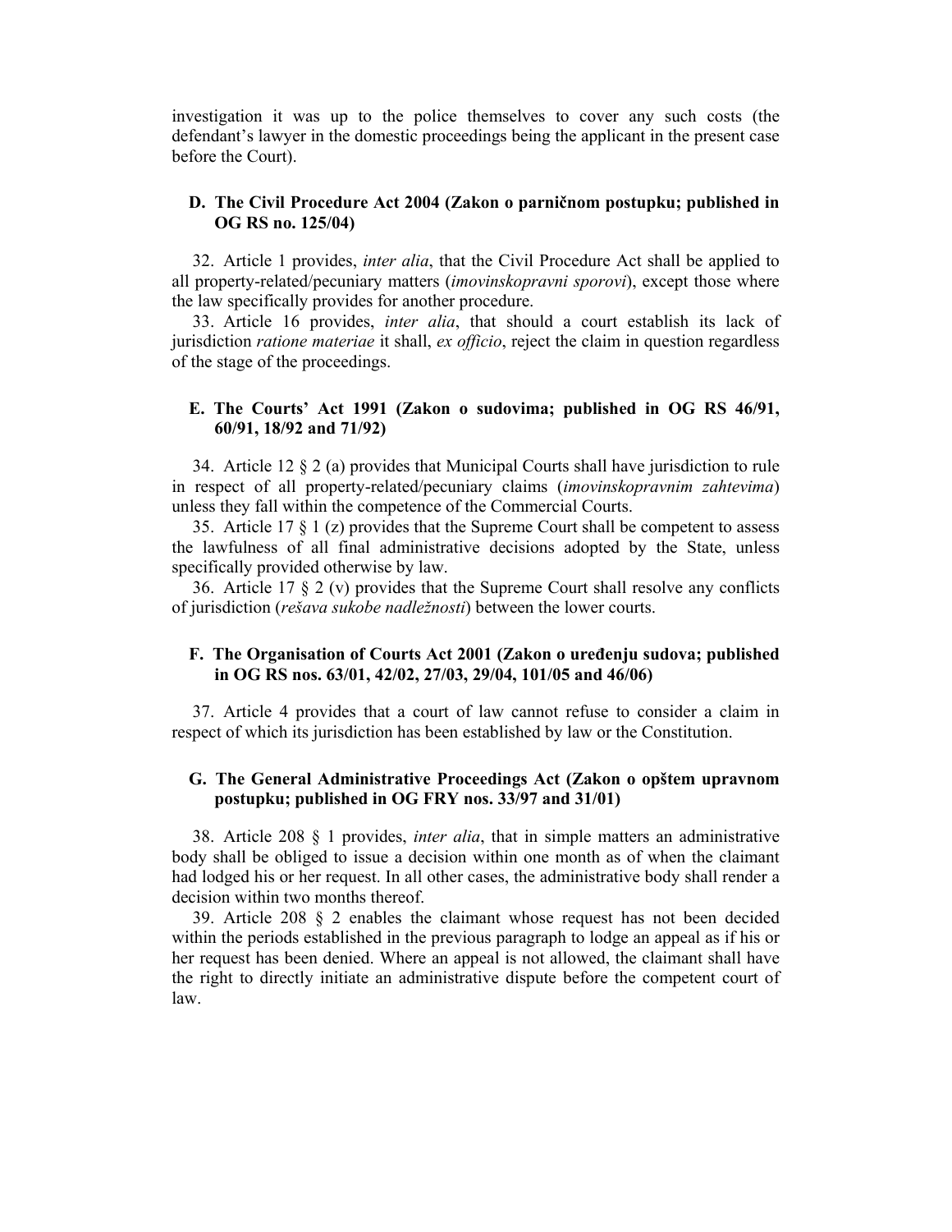investigation it was up to the police themselves to cover any such costs (the defendant's lawyer in the domestic proceedings being the applicant in the present case before the Court).

### D. The Civil Procedure Act 2004 (Zakon o parničnom postupku; published in OG RS no. 125/04)

32. Article 1 provides, *inter alia*, that the Civil Procedure Act shall be applied to all property-related/pecuniary matters (*imovinskopravni sporovi*), except those where the law specifically provides for another procedure.

33. Article 16 provides, *inter alia*, that should a court establish its lack of jurisdiction *ratione materiae* it shall, *ex officio*, reject the claim in question regardless of the stage of the proceedings.

### E. The Courts' Act 1991 (Zakon o sudovima; published in OG RS 46/91, 60/91, 18/92 and 71/92)

34. Article 12 § 2 (a) provides that Municipal Courts shall have jurisdiction to rule in respect of all property-related/pecuniary claims (*imovinskopravnim zahtevima*) unless they fall within the competence of the Commercial Courts.

35. Article 17 § 1 (z) provides that the Supreme Court shall be competent to assess the lawfulness of all final administrative decisions adopted by the State, unless specifically provided otherwise by law.

36. Article 17 § 2 (v) provides that the Supreme Court shall resolve any conflicts of jurisdiction (*rešava sukobe nadležnosti*) between the lower courts.

### F. The Organisation of Courts Act 2001 (Zakon o uređenju sudova; published in OG RS nos. 63/01, 42/02, 27/03, 29/04, 101/05 and 46/06)

37. Article 4 provides that a court of law cannot refuse to consider a claim in respect of which its jurisdiction has been established by law or the Constitution.

### G. The General Administrative Proceedings Act (Zakon o opštem upravnom postupku; published in OG FRY nos. 33/97 and 31/01)

38. Article 208 § 1 provides, *inter alia*, that in simple matters an administrative body shall be obliged to issue a decision within one month as of when the claimant had lodged his or her request. In all other cases, the administrative body shall render a decision within two months thereof.

39. Article 208 § 2 enables the claimant whose request has not been decided within the periods established in the previous paragraph to lodge an appeal as if his or her request has been denied. Where an appeal is not allowed, the claimant shall have the right to directly initiate an administrative dispute before the competent court of law.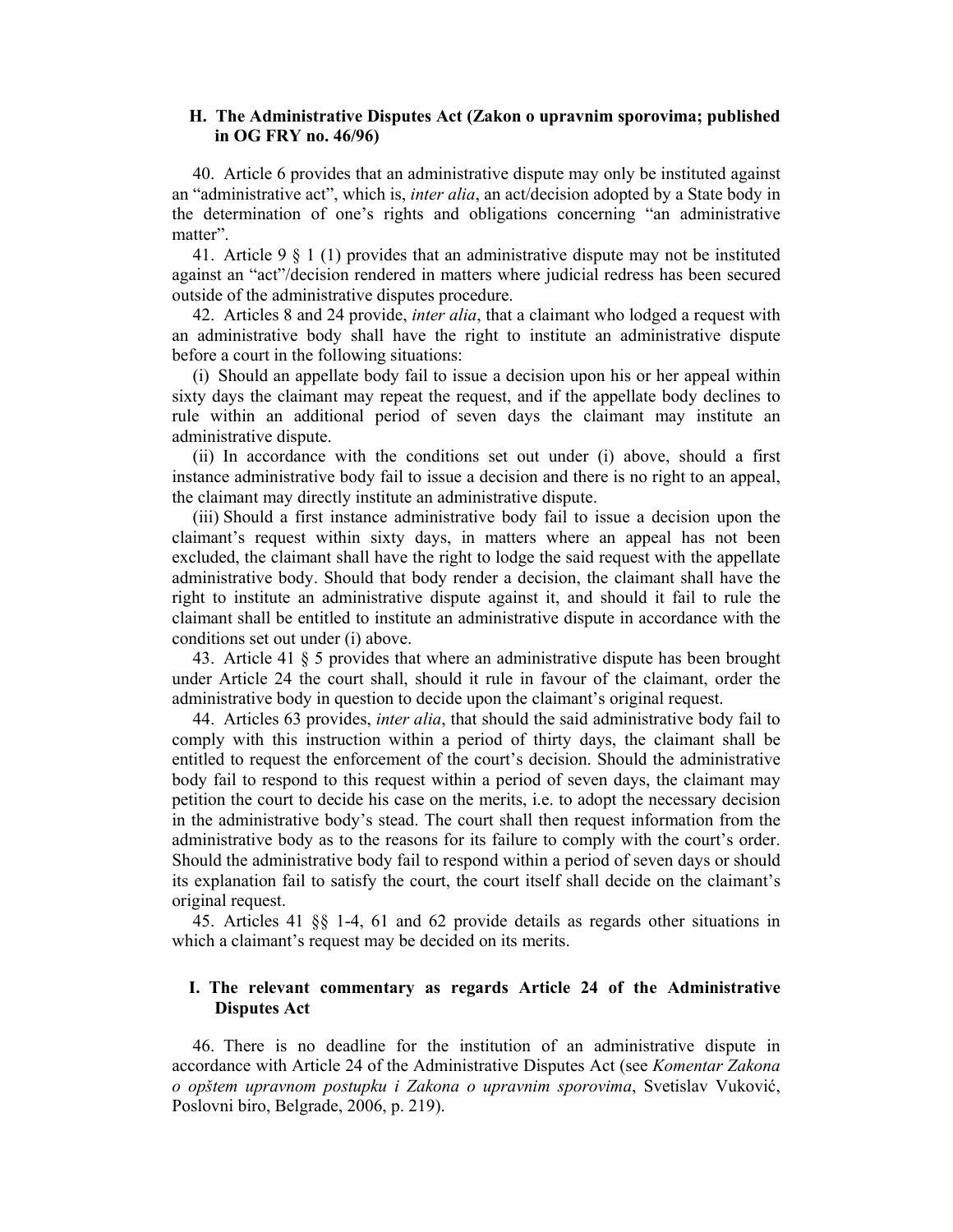### H. The Administrative Disputes Act (Zakon o upravnim sporovima; published in OG FRY no. 46/96)

40. Article 6 provides that an administrative dispute may only be instituted against an "administrative act", which is, *inter alia*, an act/decision adopted by a State body in the determination of one's rights and obligations concerning "an administrative matter".

41. Article 9 § 1 (1) provides that an administrative dispute may not be instituted against an "act"/decision rendered in matters where judicial redress has been secured outside of the administrative disputes procedure.

42. Articles 8 and 24 provide, *inter alia*, that a claimant who lodged a request with an administrative body shall have the right to institute an administrative dispute before a court in the following situations:

(i) Should an appellate body fail to issue a decision upon his or her appeal within sixty days the claimant may repeat the request, and if the appellate body declines to rule within an additional period of seven days the claimant may institute an administrative dispute.

(ii) In accordance with the conditions set out under (i) above, should a first instance administrative body fail to issue a decision and there is no right to an appeal, the claimant may directly institute an administrative dispute.

(iii) Should a first instance administrative body fail to issue a decision upon the claimant's request within sixty days, in matters where an appeal has not been excluded, the claimant shall have the right to lodge the said request with the appellate administrative body. Should that body render a decision, the claimant shall have the right to institute an administrative dispute against it, and should it fail to rule the claimant shall be entitled to institute an administrative dispute in accordance with the conditions set out under (i) above.

43. Article 41 § 5 provides that where an administrative dispute has been brought under Article 24 the court shall, should it rule in favour of the claimant, order the administrative body in question to decide upon the claimant's original request.

44. Articles 63 provides, *inter alia*, that should the said administrative body fail to comply with this instruction within a period of thirty days, the claimant shall be entitled to request the enforcement of the court's decision. Should the administrative body fail to respond to this request within a period of seven days, the claimant may petition the court to decide his case on the merits, i.e. to adopt the necessary decision in the administrative body's stead. The court shall then request information from the administrative body as to the reasons for its failure to comply with the court's order. Should the administrative body fail to respond within a period of seven days or should its explanation fail to satisfy the court, the court itself shall decide on the claimant's original request.

45. Articles 41 §§ 1-4, 61 and 62 provide details as regards other situations in which a claimant's request may be decided on its merits.

### I. The relevant commentary as regards Article 24 of the Administrative Disputes Act

46. There is no deadline for the institution of an administrative dispute in accordance with Article 24 of the Administrative Disputes Act (see *Komentar Zakona o opštem upravnom postupku i Zakona o upravnim sporovima*, Svetislav Vuković, Poslovni biro, Belgrade, 2006, p. 219).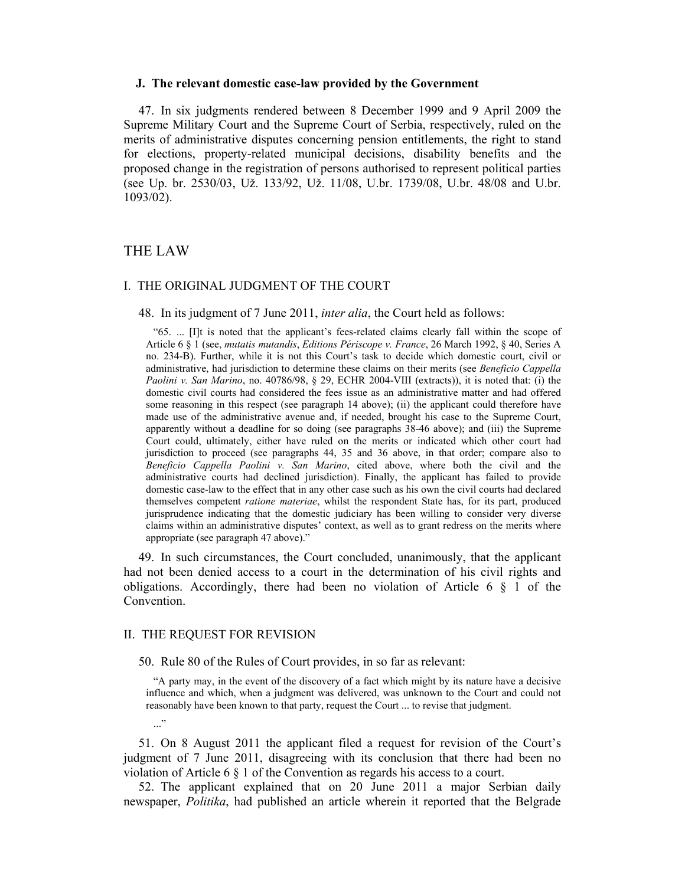### J. The relevant domestic case-law provided by the Government

47. In six judgments rendered between 8 December 1999 and 9 April 2009 the Supreme Military Court and the Supreme Court of Serbia, respectively, ruled on the merits of administrative disputes concerning pension entitlements, the right to stand for elections, property-related municipal decisions, disability benefits and the proposed change in the registration of persons authorised to represent political parties (see Up. br. 2530/03, Už. 133/92, Už. 11/08, U.br. 1739/08, U.br. 48/08 and U.br. 1093/02).

# THE LAW

## I. THE ORIGINAL JUDGMENT OF THE COURT

48. In its judgment of 7 June 2011, *inter alia*, the Court held as follows:

> "65. ... [I]t is noted that the applicant's fees-related claims clearly fall within the scope of Article 6 § 1 (see, *mutatis mutandis*, *Editions Périscope v. France*, 26 March 1992, § 40, Series A no. 234-B). Further, while it is not this Court's task to decide which domestic court, civil or administrative, had jurisdiction to determine these claims on their merits (see *Beneficio Cappella Paolini v. San Marino*, no. 40786/98, § 29, ECHR 2004-VIII (extracts)), it is noted that: (i) the domestic civil courts had considered the fees issue as an administrative matter and had offered some reasoning in this respect (see paragraph 14 above); (ii) the applicant could therefore have made use of the administrative avenue and, if needed, brought his case to the Supreme Court, apparently without a deadline for so doing (see paragraphs 38-46 above); and (iii) the Supreme Court could, ultimately, either have ruled on the merits or indicated which other court had jurisdiction to proceed (see paragraphs 44, 35 and 36 above, in that order; compare also to *Beneficio Cappella Paolini v. San Marino*, cited above, where both the civil and the administrative courts had declined jurisdiction). Finally, the applicant has failed to provide domestic case-law to the effect that in any other case such as his own the civil courts had declared themselves competent *ratione materiae*, whilst the respondent State has, for its part, produced jurisprudence indicating that the domestic judiciary has been willing to consider very diverse claims within an administrative disputes' context, as well as to grant redress on the merits where appropriate (see paragraph 47 above)."

49. In such circumstances, the Court concluded, unanimously, that the applicant had not been denied access to a court in the determination of his civil rights and obligations. Accordingly, there had been no violation of Article 6 § 1 of the Convention.

## II. THE REQUEST FOR REVISION

50. Rule 80 of the Rules of Court provides, in so far as relevant:

> "A party may, in the event of the discovery of a fact which might by its nature have a decisive influence and which, when a judgment was delivered, was unknown to the Court and could not reasonably have been known to that party, request the Court ... to revise that judgment.
>
> ..."

51. On 8 August 2011 the applicant filed a request for revision of the Court's judgment of 7 June 2011, disagreeing with its conclusion that there had been no violation of Article 6 § 1 of the Convention as regards his access to a court.

52. The applicant explained that on 20 June 2011 a major Serbian daily newspaper, *Politika*, had published an article wherein it reported that the Belgrade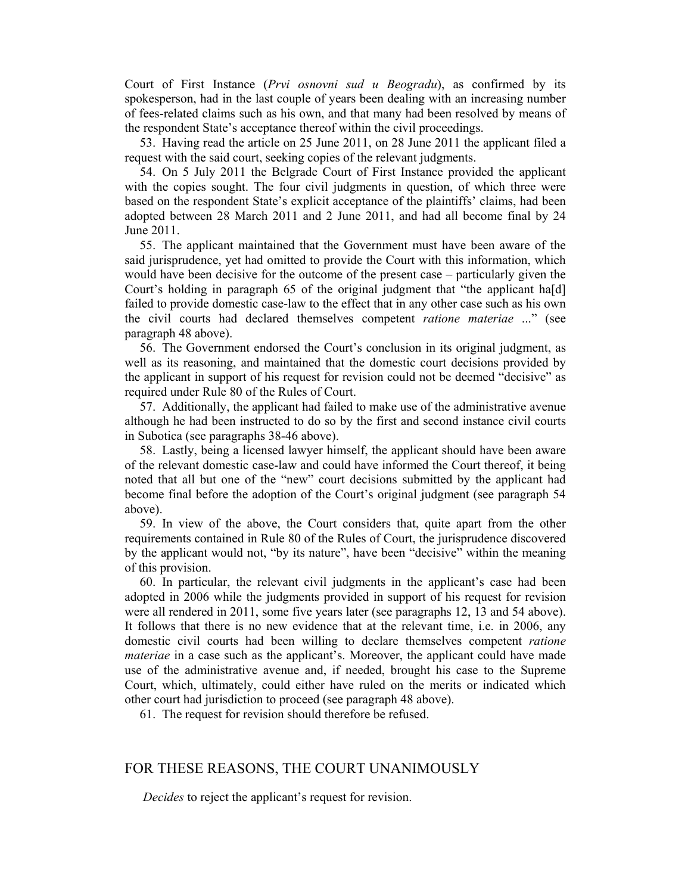Court of First Instance (*Prvi osnovni sud u Beogradu*), as confirmed by its spokesperson, had in the last couple of years been dealing with an increasing number of fees-related claims such as his own, and that many had been resolved by means of the respondent State's acceptance thereof within the civil proceedings.

53. Having read the article on 25 June 2011, on 28 June 2011 the applicant filed a request with the said court, seeking copies of the relevant judgments.

54. On 5 July 2011 the Belgrade Court of First Instance provided the applicant with the copies sought. The four civil judgments in question, of which three were based on the respondent State's explicit acceptance of the plaintiffs' claims, had been adopted between 28 March 2011 and 2 June 2011, and had all become final by 24 June 2011.

55. The applicant maintained that the Government must have been aware of the said jurisprudence, yet had omitted to provide the Court with this information, which would have been decisive for the outcome of the present case – particularly given the Court's holding in paragraph 65 of the original judgment that "the applicant ha[d] failed to provide domestic case-law to the effect that in any other case such as his own the civil courts had declared themselves competent *ratione materiae* ..." (see paragraph 48 above).

56. The Government endorsed the Court's conclusion in its original judgment, as well as its reasoning, and maintained that the domestic court decisions provided by the applicant in support of his request for revision could not be deemed "decisive" as required under Rule 80 of the Rules of Court.

57. Additionally, the applicant had failed to make use of the administrative avenue although he had been instructed to do so by the first and second instance civil courts in Subotica (see paragraphs 38-46 above).

58. Lastly, being a licensed lawyer himself, the applicant should have been aware of the relevant domestic case-law and could have informed the Court thereof, it being noted that all but one of the "new" court decisions submitted by the applicant had become final before the adoption of the Court's original judgment (see paragraph 54 above).

59. In view of the above, the Court considers that, quite apart from the other requirements contained in Rule 80 of the Rules of Court, the jurisprudence discovered by the applicant would not, "by its nature", have been "decisive" within the meaning of this provision.

60. In particular, the relevant civil judgments in the applicant's case had been adopted in 2006 while the judgments provided in support of his request for revision were all rendered in 2011, some five years later (see paragraphs 12, 13 and 54 above). It follows that there is no new evidence that at the relevant time, i.e. in 2006, any domestic civil courts had been willing to declare themselves competent *ratione materiae* in a case such as the applicant's. Moreover, the applicant could have made use of the administrative avenue and, if needed, brought his case to the Supreme Court, which, ultimately, could either have ruled on the merits or indicated which other court had jurisdiction to proceed (see paragraph 48 above).

61. The request for revision should therefore be refused.

## FOR THESE REASONS, THE COURT UNANIMOUSLY

*Decides* to reject the applicant's request for revision.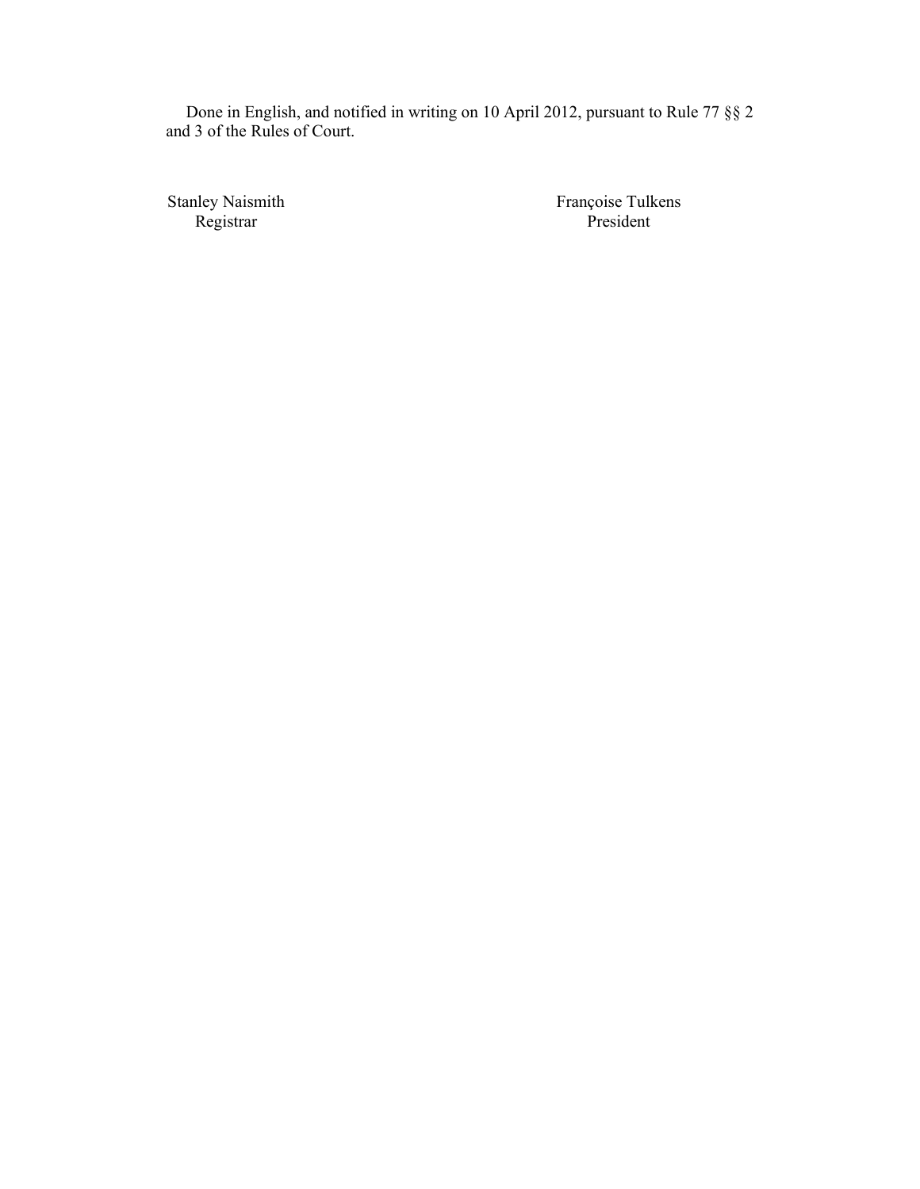Done in English, and notified in writing on 10 April 2012, pursuant to Rule 77 §§ 2 and 3 of the Rules of Court.

| | |
|---|---|
| Stanley Naismith<br>Registrar | Françoise Tulkens<br>President |